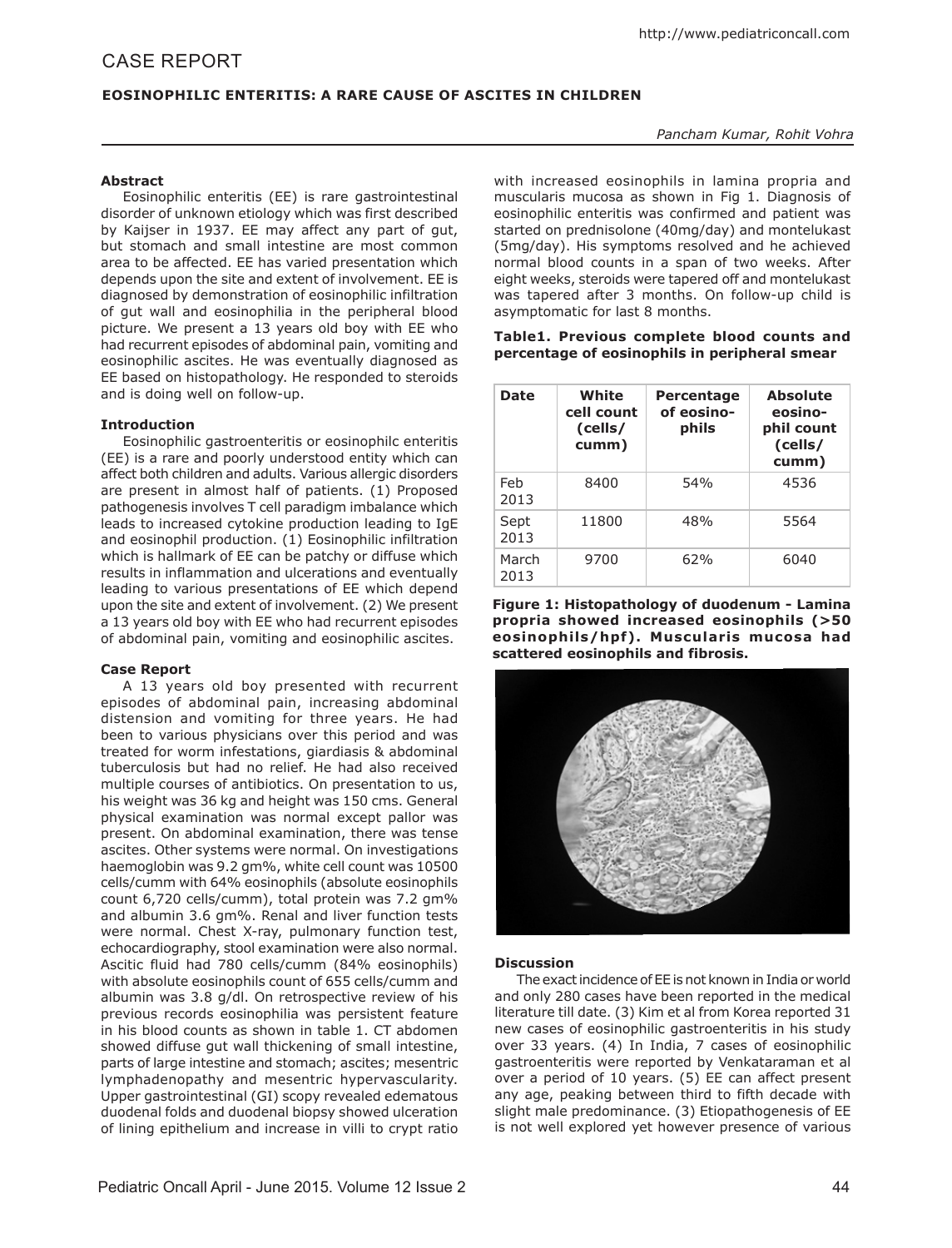# CASE REPORT

## EOSINOPHILIC ENTERITIS: A RARE CAUSE OF ASCITES IN CHILDREN

*Pancham Kumar, Rohit Vohra*

### Abstract

Eosinophilic enteritis (EE) is rare gastrointestinal disorder of unknown etiology which was first described by Kaijser in 1937. EE may affect any part of gut, but stomach and small intestine are most common area to be affected. EE has varied presentation which depends upon the site and extent of involvement. EE is diagnosed by demonstration of eosinophilic infiltration of gut wall and eosinophilia in the peripheral blood picture. We present a 13 years old boy with EE who had recurrent episodes of abdominal pain, vomiting and eosinophilic ascites. He was eventually diagnosed as EE based on histopathology. He responded to steroids and is doing well on follow-up.

### Introduction

Eosinophilic gastroenteritis or eosinophilc enteritis (EE) is a rare and poorly understood entity which can affect both children and adults. Various allergic disorders are present in almost half of patients. (1) Proposed pathogenesis involves T cell paradigm imbalance which leads to increased cytokine production leading to IgE and eosinophil production. (1) Eosinophilic infiltration which is hallmark of EE can be patchy or diffuse which results in inflammation and ulcerations and eventually leading to various presentations of EE which depend upon the site and extent of involvement. (2) We present a 13 years old boy with EE who had recurrent episodes of abdominal pain, vomiting and eosinophilic ascites.

### Case Report

A 13 years old boy presented with recurrent episodes of abdominal pain, increasing abdominal distension and vomiting for three years. He had been to various physicians over this period and was treated for worm infestations, giardiasis & abdominal tuberculosis but had no relief. He had also received multiple courses of antibiotics. On presentation to us, his weight was 36 kg and height was 150 cms. General physical examination was normal except pallor was present. On abdominal examination, there was tense ascites. Other systems were normal. On investigations haemoglobin was 9.2 gm%, white cell count was 10500 cells/cumm with 64% eosinophils (absolute eosinophils count 6,720 cells/cumm), total protein was 7.2 gm% and albumin 3.6 gm%. Renal and liver function tests were normal. Chest X-ray, pulmonary function test, echocardiography, stool examination were also normal. Ascitic fluid had 780 cells/cumm (84% eosinophils) with absolute eosinophils count of 655 cells/cumm and albumin was 3.8 g/dl. On retrospective review of his previous records eosinophilia was persistent feature in his blood counts as shown in table 1. CT abdomen showed diffuse gut wall thickening of small intestine, parts of large intestine and stomach; ascites; mesentric lymphadenopathy and mesentric hypervascularity. Upper gastrointestinal (GI) scopy revealed edematous duodenal folds and duodenal biopsy showed ulceration of lining epithelium and increase in villi to crypt ratio with increased eosinophils in lamina propria and muscularis mucosa as shown in Fig 1. Diagnosis of eosinophilic enteritis was confirmed and patient was started on prednisolone (40mg/day) and montelukast (5mg/day). His symptoms resolved and he achieved normal blood counts in a span of two weeks. After eight weeks, steroids were tapered off and montelukast was tapered after 3 months. On follow-up child is asymptomatic for last 8 months.

**Table1. Previous complete blood counts and percentage of eosinophils in peripheral smear**

| Date | White cell count (cells/cumm) | Percentage of eosinophils | Absolute eosinophil count (cells/cumm) |
|---|---|---|---|
| Feb 2013 | 8400 | 54% | 4536 |
| Sept 2013 | 11800 | 48% | 5564 |
| March 2013 | 9700 | 62% | 6040 |

**Figure 1: Histopathology of duodenum - Lamina propria showed increased eosinophils (>50 eosinophils/hpf). Muscularis mucosa had scattered eosinophils and fibrosis.**

### Discussion

The exact incidence of EE is not known in India or world and only 280 cases have been reported in the medical literature till date. (3) Kim et al from Korea reported 31 new cases of eosinophilic gastroenteritis in his study over 33 years. (4) In India, 7 cases of eosinophilic gastroenteritis were reported by Venkataraman et al over a period of 10 years. (5) EE can affect present any age, peaking between third to fifth decade with slight male predominance. (3) Etiopathogenesis of EE is not well explored yet however presence of various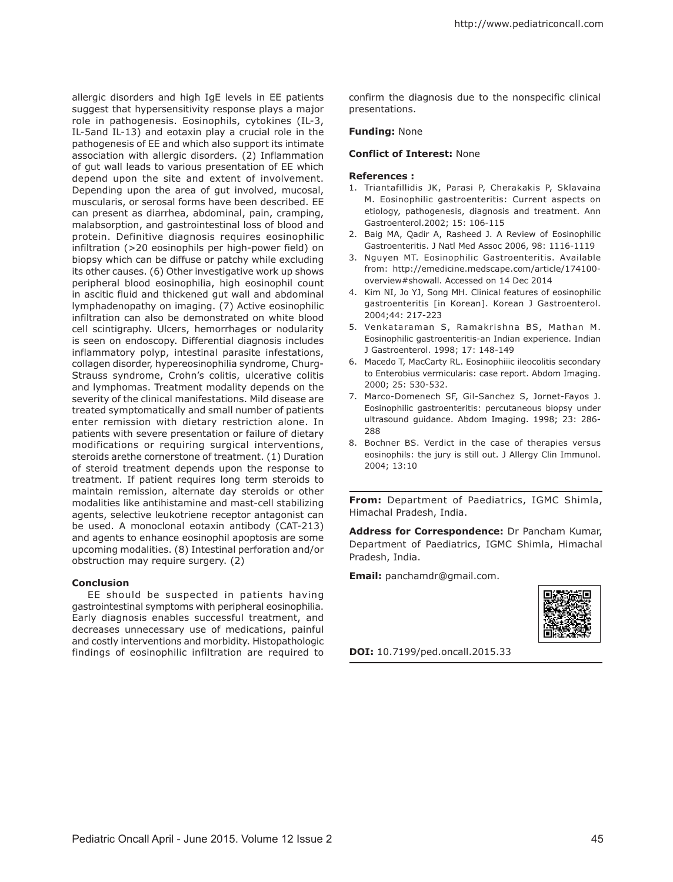allergic disorders and high IgE levels in EE patients suggest that hypersensitivity response plays a major role in pathogenesis. Eosinophils, cytokines (IL-3, IL-5and IL-13) and eotaxin play a crucial role in the pathogenesis of EE and which also support its intimate association with allergic disorders. (2) Inflammation of gut wall leads to various presentation of EE which depend upon the site and extent of involvement. Depending upon the area of gut involved, mucosal, muscularis, or serosal forms have been described. EE can present as diarrhea, abdominal, pain, cramping, malabsorption, and gastrointestinal loss of blood and protein. Definitive diagnosis requires eosinophilic infiltration (>20 eosinophils per high-power field) on biopsy which can be diffuse or patchy while excluding its other causes. (6) Other investigative work up shows peripheral blood eosinophilia, high eosinophil count in ascitic fluid and thickened gut wall and abdominal lymphadenopathy on imaging. (7) Active eosinophilic infiltration can also be demonstrated on white blood cell scintigraphy. Ulcers, hemorrhages or nodularity is seen on endoscopy. Differential diagnosis includes inflammatory polyp, intestinal parasite infestations, collagen disorder, hypereosinophilia syndrome, Churg-Strauss syndrome, Crohn's colitis, ulcerative colitis and lymphomas. Treatment modality depends on the severity of the clinical manifestations. Mild disease are treated symptomatically and small number of patients enter remission with dietary restriction alone. In patients with severe presentation or failure of dietary modifications or requiring surgical interventions, steroids arethe cornerstone of treatment. (1) Duration of steroid treatment depends upon the response to treatment. If patient requires long term steroids to maintain remission, alternate day steroids or other modalities like antihistamine and mast-cell stabilizing agents, selective leukotriene receptor antagonist can be used. A monoclonal eotaxin antibody (CAT-213) and agents to enhance eosinophil apoptosis are some upcoming modalities. (8) Intestinal perforation and/or obstruction may require surgery. (2)

## Conclusion

EE should be suspected in patients having gastrointestinal symptoms with peripheral eosinophilia. Early diagnosis enables successful treatment, and decreases unnecessary use of medications, painful and costly interventions and morbidity. Histopathologic findings of eosinophilic infiltration are required to confirm the diagnosis due to the nonspecific clinical presentations.

**Funding:** None

**Conflict of Interest:** None

## References :

1. Triantafillidis JK, Parasi P, Cherakakis P, Sklavaina M. Eosinophilic gastroenteritis: Current aspects on etiology, pathogenesis, diagnosis and treatment. Ann Gastroenterol.2002; 15: 106-115
2. Baig MA, Qadir A, Rasheed J. A Review of Eosinophilic Gastroenteritis. J Natl Med Assoc 2006, 98: 1116-1119
3. Nguyen MT. Eosinophilic Gastroenteritis. Available from: http://emedicine.medscape.com/article/174100-overview#showall. Accessed on 14 Dec 2014
4. Kim NI, Jo YJ, Song MH. Clinical features of eosinophilic gastroenteritis [in Korean]. Korean J Gastroenterol. 2004;44: 217-223
5. Venkataraman S, Ramakrishna BS, Mathan M. Eosinophilic gastroenteritis-an Indian experience. Indian J Gastroenterol. 1998; 17: 148-149
6. Macedo T, MacCarty RL. Eosinophiiic ileocolitis secondary to Enterobius vermicularis: case report. Abdom Imaging. 2000; 25: 530-532.
7. Marco-Domenech SF, Gil-Sanchez S, Jornet-Fayos J. Eosinophilic gastroenteritis: percutaneous biopsy under ultrasound guidance. Abdom Imaging. 1998; 23: 286-288
8. Bochner BS. Verdict in the case of therapies versus eosinophils: the jury is still out. J Allergy Clin Immunol. 2004; 13:10

**From:** Department of Paediatrics, IGMC Shimla, Himachal Pradesh, India.

**Address for Correspondence:** Dr Pancham Kumar, Department of Paediatrics, IGMC Shimla, Himachal Pradesh, India.

**Email:** panchamdr@gmail.com.

**DOI:** 10.7199/ped.oncall.2015.33